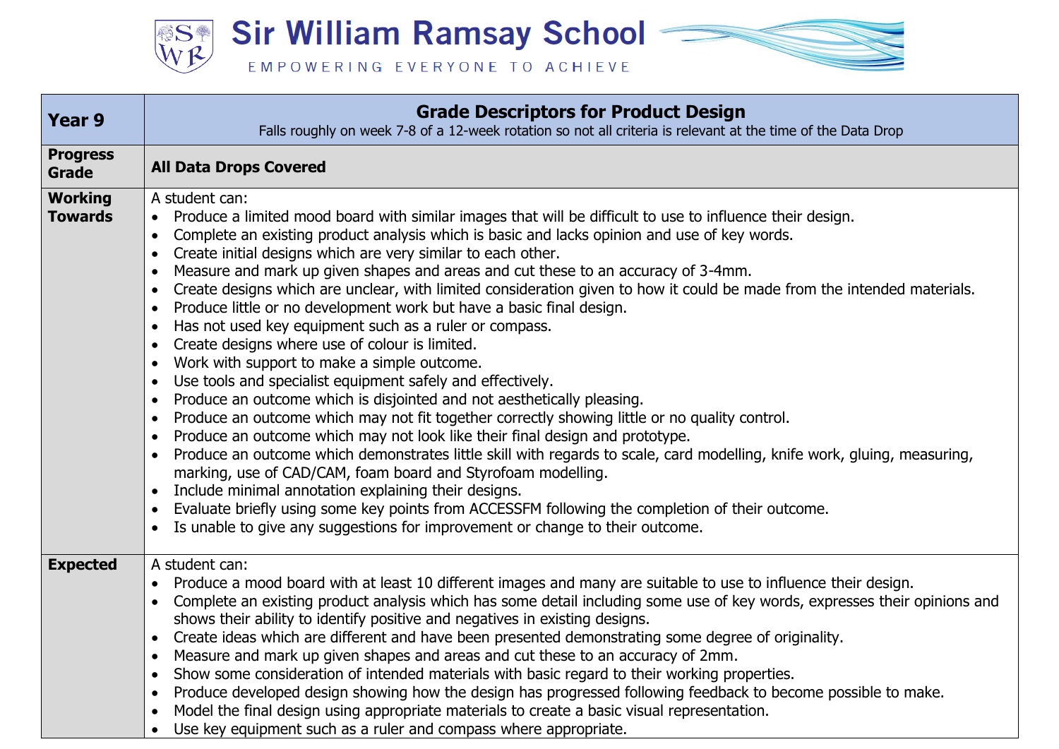# Sir William Ramsay School

EMPOWERING EVERYONE TO ACHIEVE

| Year 9 | Grade Descriptors for Product Design<br>Falls roughly on week 7-8 of a 12-week rotation so not all criteria is relevant at the time of the Data Drop |
|---|---|
| **Progress Grade** | **All Data Drops Covered** |
| **Working Towards** | A student can:<br>• Produce a limited mood board with similar images that will be difficult to use to influence their design.<br>• Complete an existing product analysis which is basic and lacks opinion and use of key words.<br>• Create initial designs which are very similar to each other.<br>• Measure and mark up given shapes and areas and cut these to an accuracy of 3-4mm.<br>• Create designs which are unclear, with limited consideration given to how it could be made from the intended materials.<br>• Produce little or no development work but have a basic final design.<br>• Has not used key equipment such as a ruler or compass.<br>• Create designs where use of colour is limited.<br>• Work with support to make a simple outcome.<br>• Use tools and specialist equipment safely and effectively.<br>• Produce an outcome which is disjointed and not aesthetically pleasing.<br>• Produce an outcome which may not fit together correctly showing little or no quality control.<br>• Produce an outcome which may not look like their final design and prototype.<br>• Produce an outcome which demonstrates little skill with regards to scale, card modelling, knife work, gluing, measuring, marking, use of CAD/CAM, foam board and Styrofoam modelling.<br>• Include minimal annotation explaining their designs.<br>• Evaluate briefly using some key points from ACCESSFM following the completion of their outcome.<br>• Is unable to give any suggestions for improvement or change to their outcome. |
| **Expected** | A student can:<br>• Produce a mood board with at least 10 different images and many are suitable to use to influence their design.<br>• Complete an existing product analysis which has some detail including some use of key words, expresses their opinions and shows their ability to identify positive and negatives in existing designs.<br>• Create ideas which are different and have been presented demonstrating some degree of originality.<br>• Measure and mark up given shapes and areas and cut these to an accuracy of 2mm.<br>• Show some consideration of intended materials with basic regard to their working properties.<br>• Produce developed design showing how the design has progressed following feedback to become possible to make.<br>• Model the final design using appropriate materials to create a basic visual representation.<br>• Use key equipment such as a ruler and compass where appropriate. |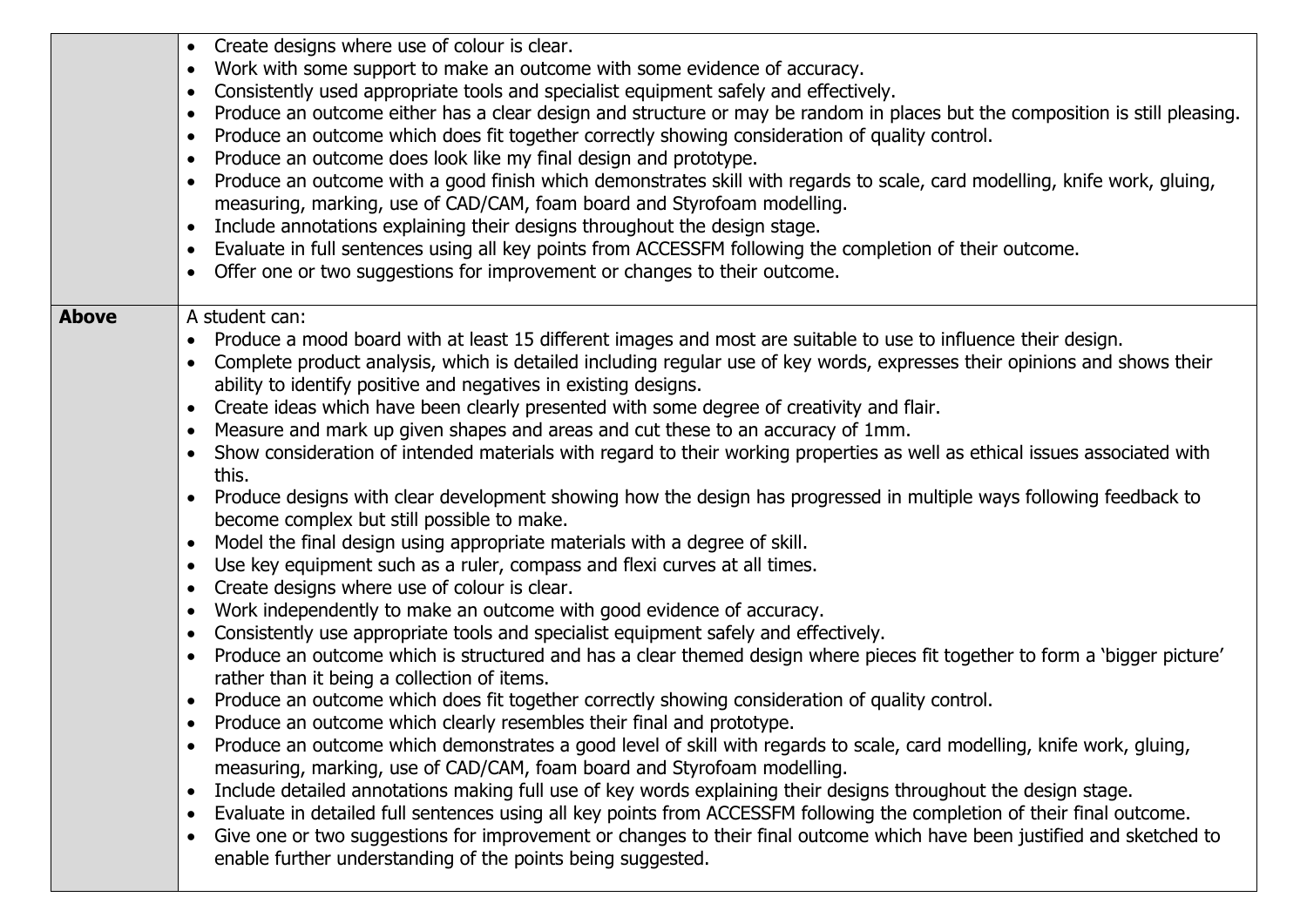| | |
|---|---|
| | • Create designs where use of colour is clear.<br>• Work with some support to make an outcome with some evidence of accuracy.<br>• Consistently used appropriate tools and specialist equipment safely and effectively.<br>• Produce an outcome either has a clear design and structure or may be random in places but the composition is still pleasing.<br>• Produce an outcome which does fit together correctly showing consideration of quality control.<br>• Produce an outcome does look like my final design and prototype.<br>• Produce an outcome with a good finish which demonstrates skill with regards to scale, card modelling, knife work, gluing, measuring, marking, use of CAD/CAM, foam board and Styrofoam modelling.<br>• Include annotations explaining their designs throughout the design stage.<br>• Evaluate in full sentences using all key points from ACCESSFM following the completion of their outcome.<br>• Offer one or two suggestions for improvement or changes to their outcome. |
| **Above** | A student can:<br>• Produce a mood board with at least 15 different images and most are suitable to use to influence their design.<br>• Complete product analysis, which is detailed including regular use of key words, expresses their opinions and shows their ability to identify positive and negatives in existing designs.<br>• Create ideas which have been clearly presented with some degree of creativity and flair.<br>• Measure and mark up given shapes and areas and cut these to an accuracy of 1mm.<br>• Show consideration of intended materials with regard to their working properties as well as ethical issues associated with this.<br>• Produce designs with clear development showing how the design has progressed in multiple ways following feedback to become complex but still possible to make.<br>• Model the final design using appropriate materials with a degree of skill.<br>• Use key equipment such as a ruler, compass and flexi curves at all times.<br>• Create designs where use of colour is clear.<br>• Work independently to make an outcome with good evidence of accuracy.<br>• Consistently use appropriate tools and specialist equipment safely and effectively.<br>• Produce an outcome which is structured and has a clear themed design where pieces fit together to form a 'bigger picture' rather than it being a collection of items.<br>• Produce an outcome which does fit together correctly showing consideration of quality control.<br>• Produce an outcome which clearly resembles their final and prototype.<br>• Produce an outcome which demonstrates a good level of skill with regards to scale, card modelling, knife work, gluing, measuring, marking, use of CAD/CAM, foam board and Styrofoam modelling.<br>• Include detailed annotations making full use of key words explaining their designs throughout the design stage.<br>• Evaluate in detailed full sentences using all key points from ACCESSFM following the completion of their final outcome.<br>• Give one or two suggestions for improvement or changes to their final outcome which have been justified and sketched to enable further understanding of the points being suggested. |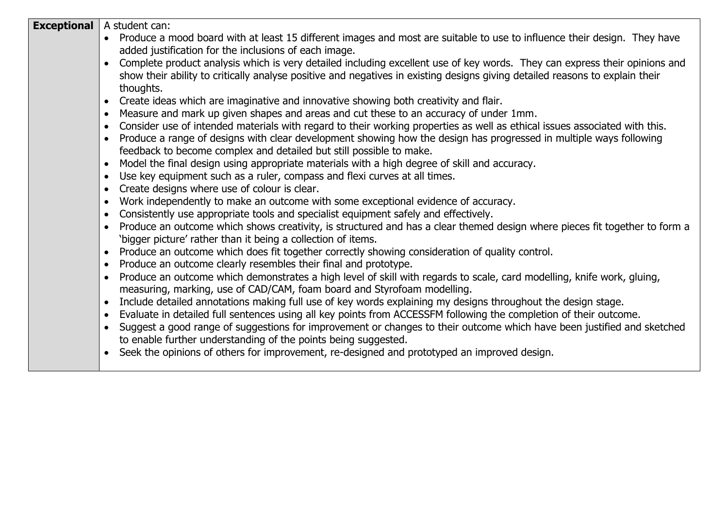| | |
|---|---|
| **Exceptional** | A student can:<br>• Produce a mood board with at least 15 different images and most are suitable to use to influence their design. They have added justification for the inclusions of each image.<br>• Complete product analysis which is very detailed including excellent use of key words. They can express their opinions and show their ability to critically analyse positive and negatives in existing designs giving detailed reasons to explain their thoughts.<br>• Create ideas which are imaginative and innovative showing both creativity and flair.<br>• Measure and mark up given shapes and areas and cut these to an accuracy of under 1mm.<br>• Consider use of intended materials with regard to their working properties as well as ethical issues associated with this.<br>• Produce a range of designs with clear development showing how the design has progressed in multiple ways following feedback to become complex and detailed but still possible to make.<br>• Model the final design using appropriate materials with a high degree of skill and accuracy.<br>• Use key equipment such as a ruler, compass and flexi curves at all times.<br>• Create designs where use of colour is clear.<br>• Work independently to make an outcome with some exceptional evidence of accuracy.<br>• Consistently use appropriate tools and specialist equipment safely and effectively.<br>• Produce an outcome which shows creativity, is structured and has a clear themed design where pieces fit together to form a 'bigger picture' rather than it being a collection of items.<br>• Produce an outcome which does fit together correctly showing consideration of quality control.<br>• Produce an outcome clearly resembles their final and prototype.<br>• Produce an outcome which demonstrates a high level of skill with regards to scale, card modelling, knife work, gluing, measuring, marking, use of CAD/CAM, foam board and Styrofoam modelling.<br>• Include detailed annotations making full use of key words explaining my designs throughout the design stage.<br>• Evaluate in detailed full sentences using all key points from ACCESSFM following the completion of their outcome.<br>• Suggest a good range of suggestions for improvement or changes to their outcome which have been justified and sketched to enable further understanding of the points being suggested.<br>• Seek the opinions of others for improvement, re-designed and prototyped an improved design. |